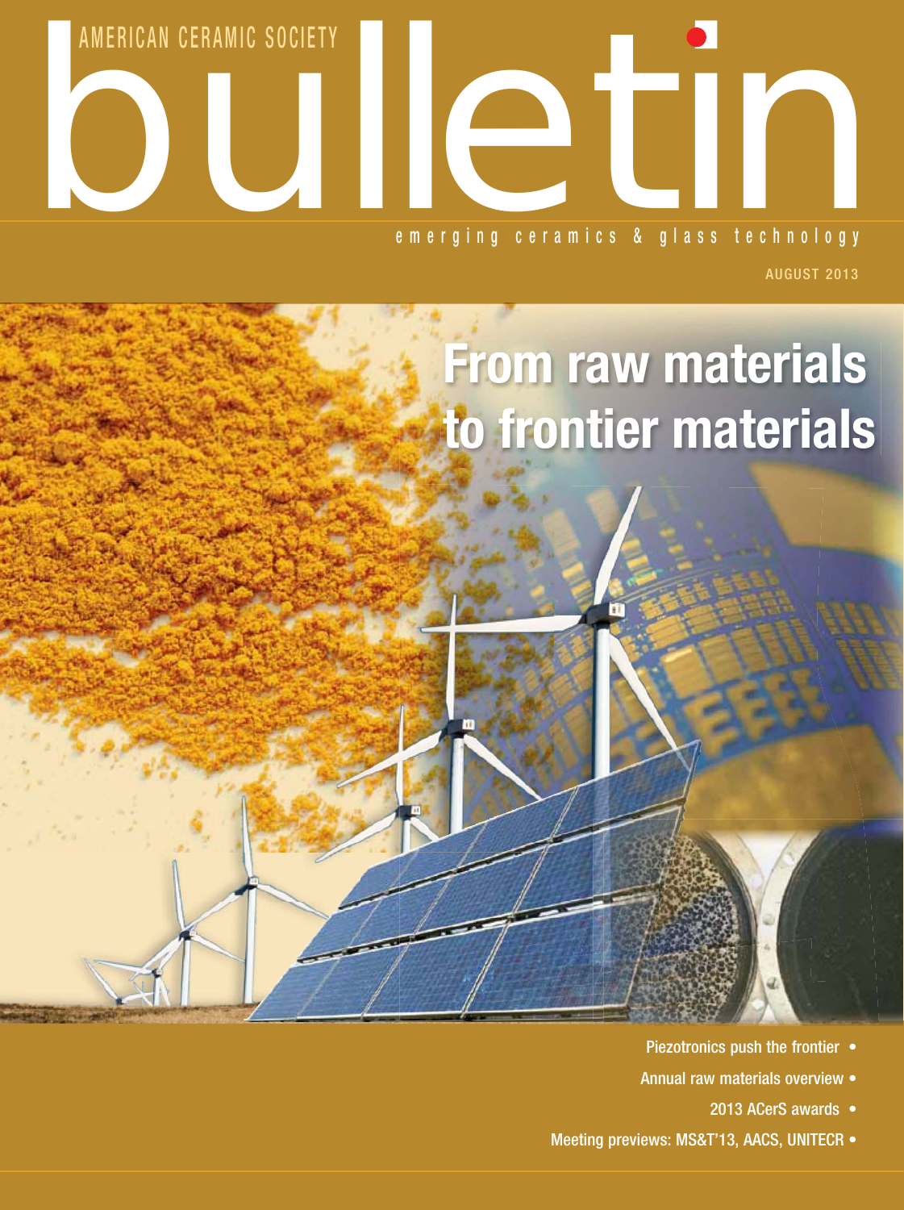AMERICAN CERAMIC SOCIETY

# bulletin

emerging ceramics & glass technology

AUGUST 2013

## From raw materials to frontier materials

- Piezotronics push the frontier
- Annual raw materials overview
- 2013 ACerS awards
- Meeting previews: MS&T'13, AACS, UNITECR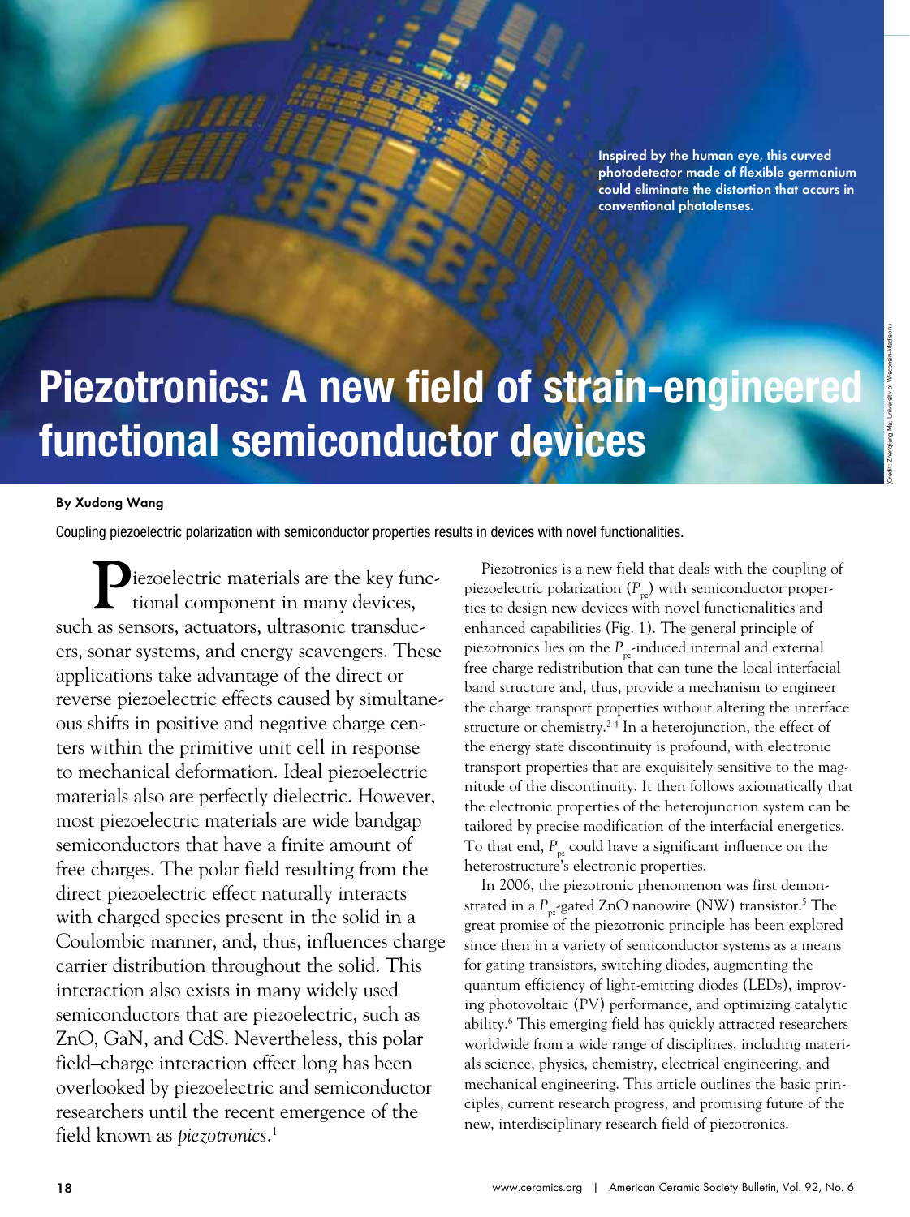Inspired by the human eye, this curved photodetector made of flexible germanium could eliminate the distortion that occurs in conventional photolenses.

(Credit: Zhenqiang Ma, University of Wisconsin–Madison.)

# Piezotronics: A new field of strain-engineered functional semiconductor devices

**By Xudong Wang**

Coupling piezoelectric polarization with semiconductor properties results in devices with novel functionalities.

Piezoelectric materials are the key functional component in many devices, such as sensors, actuators, ultrasonic transducers, sonar systems, and energy scavengers. These applications take advantage of the direct or reverse piezoelectric effects caused by simultaneous shifts in positive and negative charge centers within the primitive unit cell in response to mechanical deformation. Ideal piezoelectric materials also are perfectly dielectric. However, most piezoelectric materials are wide bandgap semiconductors that have a finite amount of free charges. The polar field resulting from the direct piezoelectric effect naturally interacts with charged species present in the solid in a Coulombic manner, and, thus, influences charge carrier distribution throughout the solid. This interaction also exists in many widely used semiconductors that are piezoelectric, such as ZnO, GaN, and CdS. Nevertheless, this polar field–charge interaction effect long has been overlooked by piezoelectric and semiconductor researchers until the recent emergence of the field known as *piezotronics*.[1]

Piezotronics is a new field that deals with the coupling of piezoelectric polarization ($P_{pz}$) with semiconductor properties to design new devices with novel functionalities and enhanced capabilities (Fig. 1). The general principle of piezotronics lies on the $P_{pz}$-induced internal and external free charge redistribution that can tune the local interfacial band structure and, thus, provide a mechanism to engineer the charge transport properties without altering the interface structure or chemistry.[2-4] In a heterojunction, the effect of the energy state discontinuity is profound, with electronic transport properties that are exquisitely sensitive to the magnitude of the discontinuity. It then follows axiomatically that the electronic properties of the heterojunction system can be tailored by precise modification of the interfacial energetics. To that end, $P_{pz}$ could have a significant influence on the heterostructure's electronic properties.

In 2006, the piezotronic phenomenon was first demonstrated in a $P_{pz}$-gated ZnO nanowire (NW) transistor.[5] The great promise of the piezotronic principle has been explored since then in a variety of semiconductor systems as a means for gating transistors, switching diodes, augmenting the quantum efficiency of light-emitting diodes (LEDs), improving photovoltaic (PV) performance, and optimizing catalytic ability.[6] This emerging field has quickly attracted researchers worldwide from a wide range of disciplines, including materials science, physics, chemistry, electrical engineering, and mechanical engineering. This article outlines the basic principles, current research progress, and promising future of the new, interdisciplinary research field of piezotronics.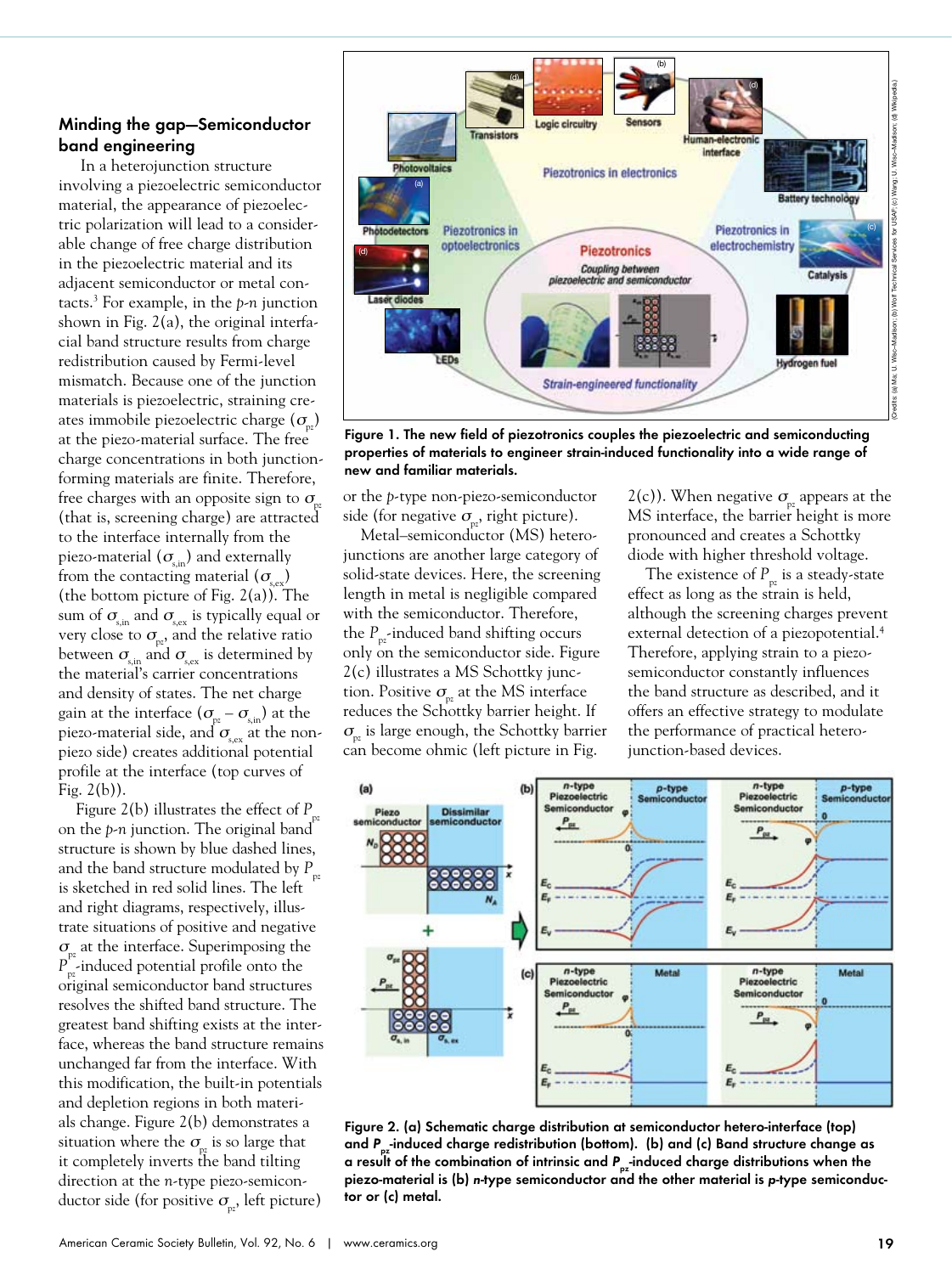## Minding the gap—Semiconductor band engineering

In a heterojunction structure involving a piezoelectric semiconductor material, the appearance of piezoelectric polarization will lead to a considerable change of free charge distribution in the piezoelectric material and its adjacent semiconductor or metal contacts.[3] For example, in the *p*-*n* junction shown in Fig. 2(a), the original interfacial band structure results from charge redistribution caused by Fermi-level mismatch. Because one of the junction materials is piezoelectric, straining creates immobile piezoelectric charge ($\sigma_{pz}$) at the piezo-material surface. The free charge concentrations in both junction-forming materials are finite. Therefore, free charges with an opposite sign to $\sigma_{pz}$ (that is, screening charge) are attracted to the interface internally from the piezo-material ($\sigma_{s,in}$) and externally from the contacting material ($\sigma_{s,ex}$) (the bottom picture of Fig. 2(a)). The sum of $\sigma_{s,in}$ and $\sigma_{s,ex}$ is typically equal or very close to $\sigma_{pz}$, and the relative ratio between $\sigma_{s,in}$ and $\sigma_{s,ex}$ is determined by the material's carrier concentrations and density of states. The net charge gain at the interface ($\sigma_{pz} - \sigma_{s,in}$) at the piezo-material side, and $\sigma_{s,ex}$ at the non-piezo side) creates additional potential profile at the interface (top curves of Fig. 2(b)).

Figure 2(b) illustrates the effect of $P_{pz}$ on the *p*-*n* junction. The original band structure is shown by blue dashed lines, and the band structure modulated by $P_{pz}$ is sketched in red solid lines. The left and right diagrams, respectively, illustrate situations of positive and negative $\sigma_{pz}$ at the interface. Superimposing the $P_{pz}$-induced potential profile onto the original semiconductor band structures resolves the shifted band structure. The greatest band shifting exists at the interface, whereas the band structure remains unchanged far from the interface. With this modification, the built-in potentials and depletion regions in both materials change. Figure 2(b) demonstrates a situation where the $\sigma_{pz}$ is so large that it completely inverts the band tilting direction at the *n*-type piezo-semiconductor side (for positive $\sigma_{pz}$, left picture) or the *p*-type non-piezo-semiconductor side (for negative $\sigma_{pz}$, right picture).

Metal–semiconductor (MS) heterojunctions are another large category of solid-state devices. Here, the screening length in metal is negligible compared with the semiconductor. Therefore, the $P_{pz}$-induced band shifting occurs only on the semiconductor side. Figure 2(c) illustrates a MS Schottky junction. Positive $\sigma_{pz}$ at the MS interface reduces the Schottky barrier height. If $\sigma_{pz}$ is large enough, the Schottky barrier can become ohmic (left picture in Fig. 2(c)). When negative $\sigma_{pz}$ appears at the MS interface, the barrier height is more pronounced and creates a Schottky diode with higher threshold voltage.

The existence of $P_{pz}$ is a steady-state effect as long as the strain is held, although the screening charges prevent external detection of a piezopotential.[4] Therefore, applying strain to a piezo-semiconductor constantly influences the band structure as described, and it offers an effective strategy to modulate the performance of practical heterojunction-based devices.

Figure 1. The new field of piezotronics couples the piezoelectric and semiconducting properties of materials to engineer strain-induced functionality into a wide range of new and familiar materials.

(Credits: (a) Ma, U. Wisc–Madison; (b) Wolf Technical Services for USAF; (c) Wang, U. Wisc–Madison; (d) Wikipedia.)

Figure 2. (a) Schematic charge distribution at semiconductor hetero-interface (top) and $P_{pz}$-induced charge redistribution (bottom). (b) and (c) Band structure change as a result of the combination of intrinsic and $P_{pz}$-induced charge distributions when the piezo-material is (b) *n*-type semiconductor and the other material is *p*-type semiconductor or (c) metal.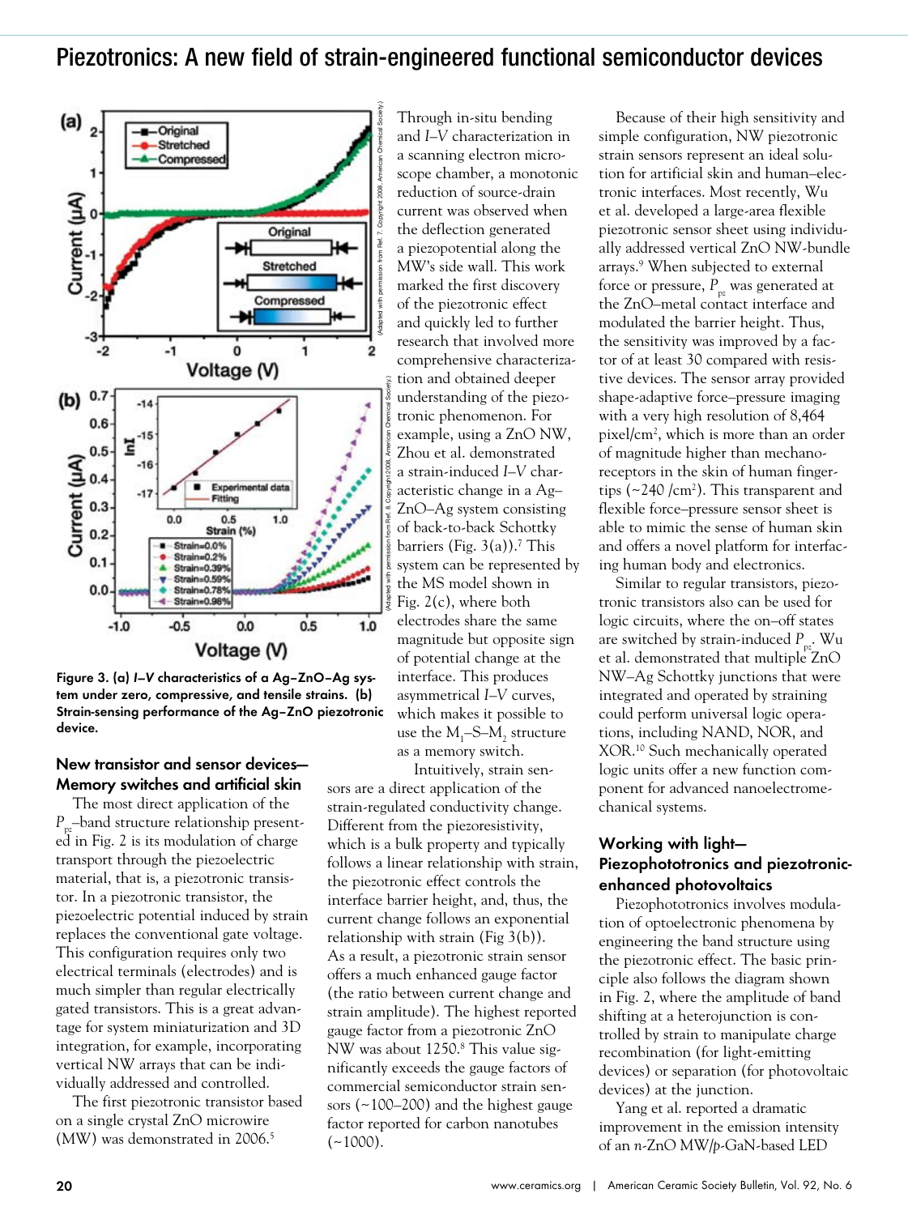# Piezotronics: A new field of strain-engineered functional semiconductor devices

Figure 3. (a) *I*–*V* characteristics of a Ag–ZnO–Ag system under zero, compressive, and tensile strains. (b) Strain-sensing performance of the Ag–ZnO piezotronic device.

### New transistor and sensor devices—Memory switches and artificial skin

The most direct application of the $P_{pz}$–band structure relationship presented in Fig. 2 is its modulation of charge transport through the piezoelectric material, that is, a piezotronic transistor. In a piezotronic transistor, the piezoelectric potential induced by strain replaces the conventional gate voltage. This configuration requires only two electrical terminals (electrodes) and is much simpler than regular electrically gated transistors. This is a great advantage for system miniaturization and 3D integration, for example, incorporating vertical NW arrays that can be individually addressed and controlled.

The first piezotronic transistor based on a single crystal ZnO microwire (MW) was demonstrated in 2006.[5] Through in-situ bending and *I*–*V* characterization in a scanning electron microscope chamber, a monotonic reduction of source-drain current was observed when the deflection generated a piezopotential along the MW's side wall. This work marked the first discovery of the piezotronic effect and quickly led to further research that involved more comprehensive characterization and obtained deeper understanding of the piezotronic phenomenon. For example, using a ZnO NW, Zhou et al. demonstrated a strain-induced *I*–*V* characteristic change in a Ag–ZnO–Ag system consisting of back-to-back Schottky barriers (Fig. 3(a)).[7] This system can be represented by the MS model shown in Fig. 2(c), where both electrodes share the same magnitude but opposite sign of potential change at the interface. This produces asymmetrical *I*–*V* curves, which makes it possible to use the $M_1$–S–$M_2$ structure as a memory switch.

Intuitively, strain sensors are a direct application of the strain-regulated conductivity change. Different from the piezoresistivity, which is a bulk property and typically follows a linear relationship with strain, the piezotronic effect controls the interface barrier height, and, thus, the current change follows an exponential relationship with strain (Fig 3(b)). As a result, a piezotronic strain sensor offers a much enhanced gauge factor (the ratio between current change and strain amplitude). The highest reported gauge factor from a piezotronic ZnO NW was about 1250.[8] This value significantly exceeds the gauge factors of commercial semiconductor strain sensors (~100–200) and the highest gauge factor reported for carbon nanotubes (~1000).

Because of their high sensitivity and simple configuration, NW piezotronic strain sensors represent an ideal solution for artificial skin and human–electronic interfaces. Most recently, Wu et al. developed a large-area flexible piezotronic sensor sheet using individually addressed vertical ZnO NW-bundle arrays.[9] When subjected to external force or pressure, $P_{pz}$ was generated at the ZnO–metal contact interface and modulated the barrier height. Thus, the sensitivity was improved by a factor of at least 30 compared with resistive devices. The sensor array provided shape-adaptive force–pressure imaging with a very high resolution of 8,464 pixel/cm$^2$, which is more than an order of magnitude higher than mechanoreceptors in the skin of human fingertips (~240 /cm$^2$). This transparent and flexible force–pressure sensor sheet is able to mimic the sense of human skin and offers a novel platform for interfacing human body and electronics.

Similar to regular transistors, piezotronic transistors also can be used for logic circuits, where the on–off states are switched by strain-induced $P_{pz}$. Wu et al. demonstrated that multiple ZnO NW–Ag Schottky junctions that were integrated and operated by straining could perform universal logic operations, including NAND, NOR, and XOR.[10] Such mechanically operated logic units offer a new function component for advanced nanoelectromechanical systems.

### Working with light—Piezophototronics and piezotronic-enhanced photovoltaics

Piezophototronics involves modulation of optoelectronic phenomena by engineering the band structure using the piezotronic effect. The basic principle also follows the diagram shown in Fig. 2, where the amplitude of band shifting at a heterojunction is controlled by strain to manipulate charge recombination (for light-emitting devices) or separation (for photovoltaic devices) at the junction.

Yang et al. reported a dramatic improvement in the emission intensity of an *n*-ZnO MW/*p*-GaN-based LED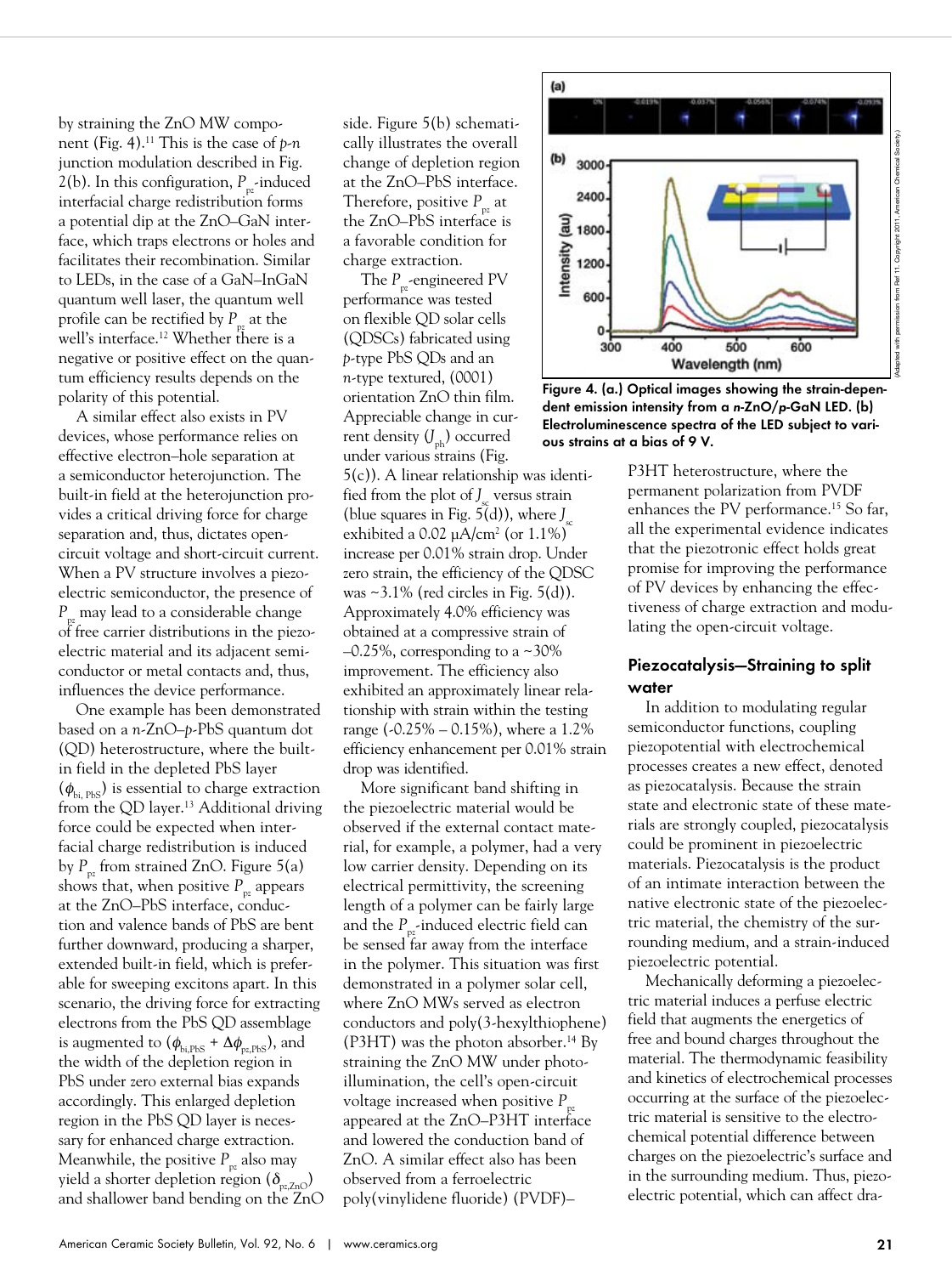by straining the ZnO MW component (Fig. 4).[11] This is the case of *p-n* junction modulation described in Fig. 2(b). In this configuration, $P_{pz}$-induced interfacial charge redistribution forms a potential dip at the ZnO–GaN interface, which traps electrons or holes and facilitates their recombination. Similar to LEDs, in the case of a GaN–InGaN quantum well laser, the quantum well profile can be rectified by $P_{pz}$ at the well's interface.[12] Whether there is a negative or positive effect on the quantum efficiency results depends on the polarity of this potential.

A similar effect also exists in PV devices, whose performance relies on effective electron–hole separation at a semiconductor heterojunction. The built-in field at the heterojunction provides a critical driving force for charge separation and, thus, dictates open-circuit voltage and short-circuit current. When a PV structure involves a piezoelectric semiconductor, the presence of $P_{pz}$ may lead to a considerable change of free carrier distributions in the piezoelectric material and its adjacent semiconductor or metal contacts and, thus, influences the device performance.

One example has been demonstrated based on a *n*-ZnO–*p*-PbS quantum dot (QD) heterostructure, where the built-in field in the depleted PbS layer ($\phi_{bi,\,PbS}$) is essential to charge extraction from the QD layer.[13] Additional driving force could be expected when interfacial charge redistribution is induced by $P_{pz}$ from strained ZnO. Figure 5(a) shows that, when positive $P_{pz}$ appears at the ZnO–PbS interface, conduction and valence bands of PbS are bent further downward, producing a sharper, extended built-in field, which is preferable for sweeping excitons apart. In this scenario, the driving force for extracting electrons from the PbS QD assemblage is augmented to ($\phi_{bi,PbS} + \Delta\phi_{pz,PbS}$), and the width of the depletion region in PbS under zero external bias expands accordingly. This enlarged depletion region in the PbS QD layer is necessary for enhanced charge extraction. Meanwhile, the positive $P_{pz}$ also may yield a shorter depletion region ($\delta_{pz,ZnO}$) and shallower band bending on the ZnO side. Figure 5(b) schematically illustrates the overall change of depletion region at the ZnO–PbS interface. Therefore, positive $P_{pz}$ at the ZnO–PbS interface is a favorable condition for charge extraction.

The $P_{pz}$-engineered PV performance was tested on flexible QD solar cells (QDSCs) fabricated using *p*-type PbS QDs and an *n*-type textured, (0001) orientation ZnO thin film. Appreciable change in current density ($J_{ph}$) occurred under various strains (Fig. 5(c)). A linear relationship was identified from the plot of $J_{sc}$ versus strain (blue squares in Fig. 5(d)), where $J_{sc}$ exhibited a 0.02 μA/cm² (or 1.1%) increase per 0.01% strain drop. Under zero strain, the efficiency of the QDSC was ~3.1% (red circles in Fig. 5(d)). Approximately 4.0% efficiency was obtained at a compressive strain of –0.25%, corresponding to a ~30% improvement. The efficiency also exhibited an approximately linear relationship with strain within the testing range (-0.25% – 0.15%), where a 1.2% efficiency enhancement per 0.01% strain drop was identified.

More significant band shifting in the piezoelectric material would be observed if the external contact material, for example, a polymer, had a very low carrier density. Depending on its electrical permittivity, the screening length of a polymer can be fairly large and the $P_{pz}$-induced electric field can be sensed far away from the interface in the polymer. This situation was first demonstrated in a polymer solar cell, where ZnO MWs served as electron conductors and poly(3-hexylthiophene) (P3HT) was the photon absorber.[14] By straining the ZnO MW under photoillumination, the cell's open-circuit voltage increased when positive $P_{pz}$ appeared at the ZnO–P3HT interface and lowered the conduction band of ZnO. A similar effect also has been observed from a ferroelectric poly(vinylidene fluoride) (PVDF)–P3HT heterostructure, where the permanent polarization from PVDF enhances the PV performance.[15] So far, all the experimental evidence indicates that the piezotronic effect holds great promise for improving the performance of PV devices by enhancing the effectiveness of charge extraction and modulating the open-circuit voltage.

Figure 4. (a.) Optical images showing the strain-dependent emission intensity from a *n*-ZnO/*p*-GaN LED. (b) Electroluminescence spectra of the LED subject to various strains at a bias of 9 V.

(Adapted with permission from Ref 11. Copyright 2011. American Chemical Society.)

## Piezocatalysis—Straining to split water

In addition to modulating regular semiconductor functions, coupling piezopotential with electrochemical processes creates a new effect, denoted as piezocatalysis. Because the strain state and electronic state of these materials are strongly coupled, piezocatalysis could be prominent in piezoelectric materials. Piezocatalysis is the product of an intimate interaction between the native electronic state of the piezoelectric material, the chemistry of the surrounding medium, and a strain-induced piezoelectric potential.

Mechanically deforming a piezoelectric material induces a perfuse electric field that augments the energetics of free and bound charges throughout the material. The thermodynamic feasibility and kinetics of electrochemical processes occurring at the surface of the piezoelectric material is sensitive to the electrochemical potential difference between charges on the piezoelectric's surface and in the surrounding medium. Thus, piezoelectric potential, which can affect dra-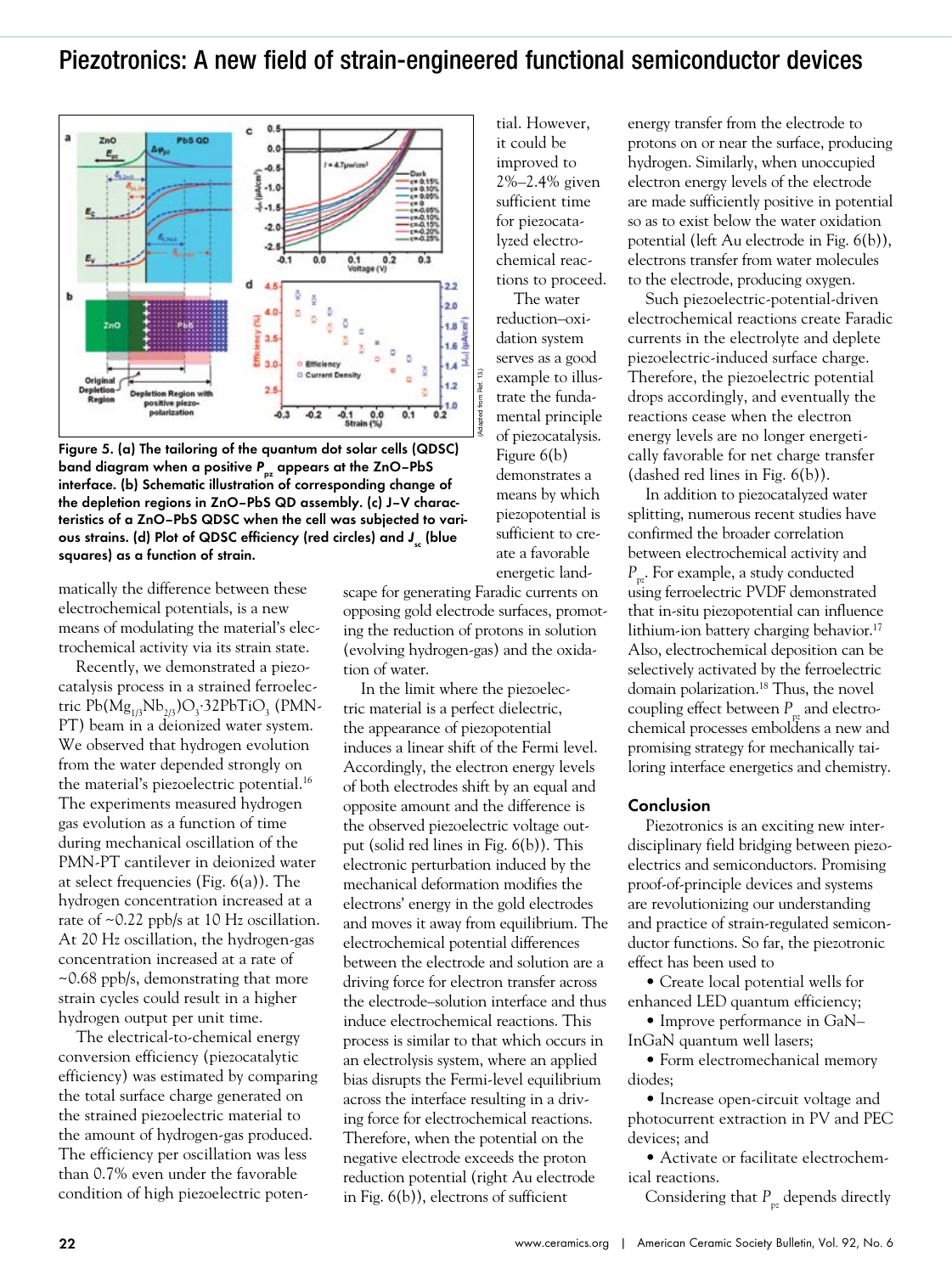# Piezotronics: A new field of strain-engineered functional semiconductor devices

Figure 5. (a) The tailoring of the quantum dot solar cells (QDSC) band diagram when a positive $P_{pz}$ appears at the ZnO–PbS interface. (b) Schematic illustration of corresponding change of the depletion regions in ZnO–PbS QD assembly. (c) J–V characteristics of a ZnO–PbS QDSC when the cell was subjected to various strains. (d) Plot of QDSC efficiency (red circles) and $J_{sc}$ (blue squares) as a function of strain.

(Adapted from Ref. 13.)

matically the difference between these electrochemical potentials, is a new means of modulating the material's electrochemical activity via its strain state.

Recently, we demonstrated a piezocatalysis process in a strained ferroelectric $Pb(Mg_{1/3}Nb_{2/3})O_3{\cdot}32PbTiO_3$ (PMN-PT) beam in a deionized water system. We observed that hydrogen evolution from the water depended strongly on the material's piezoelectric potential.[16] The experiments measured hydrogen gas evolution as a function of time during mechanical oscillation of the PMN-PT cantilever in deionized water at select frequencies (Fig. 6(a)). The hydrogen concentration increased at a rate of ~0.22 ppb/s at 10 Hz oscillation. At 20 Hz oscillation, the hydrogen-gas concentration increased at a rate of ~0.68 ppb/s, demonstrating that more strain cycles could result in a higher hydrogen output per unit time.

The electrical-to-chemical energy conversion efficiency (piezocatalytic efficiency) was estimated by comparing the total surface charge generated on the strained piezoelectric material to the amount of hydrogen-gas produced. The efficiency per oscillation was less than 0.7% even under the favorable condition of high piezoelectric potential. However, it could be improved to 2%–2.4% given sufficient time for piezocatalyzed electrochemical reactions to proceed.

The water reduction–oxidation system serves as a good example to illustrate the fundamental principle of piezocatalysis. Figure 6(b) demonstrates a means by which piezopotential is sufficient to create a favorable energetic landscape for generating Faradic currents on opposing gold electrode surfaces, promoting the reduction of protons in solution (evolving hydrogen-gas) and the oxidation of water.

In the limit where the piezoelectric material is a perfect dielectric, the appearance of piezopotential induces a linear shift of the Fermi level. Accordingly, the electron energy levels of both electrodes shift by an equal and opposite amount and the difference is the observed piezoelectric voltage output (solid red lines in Fig. 6(b)). This electronic perturbation induced by the mechanical deformation modifies the electrons' energy in the gold electrodes and moves it away from equilibrium. The electrochemical potential differences between the electrode and solution are a driving force for electron transfer across the electrode–solution interface and thus induce electrochemical reactions. This process is similar to that which occurs in an electrolysis system, where an applied bias disrupts the Fermi-level equilibrium across the interface resulting in a driving force for electrochemical reactions. Therefore, when the potential on the negative electrode exceeds the proton reduction potential (right Au electrode in Fig. 6(b)), electrons of sufficient energy transfer from the electrode to protons on or near the surface, producing hydrogen. Similarly, when unoccupied electron energy levels of the electrode are made sufficiently positive in potential so as to exist below the water oxidation potential (left Au electrode in Fig. 6(b)), electrons transfer from water molecules to the electrode, producing oxygen.

Such piezoelectric-potential-driven electrochemical reactions create Faradic currents in the electrolyte and deplete piezoelectric-induced surface charge. Therefore, the piezoelectric potential drops accordingly, and eventually the reactions cease when the electron energy levels are no longer energetically favorable for net charge transfer (dashed red lines in Fig. 6(b)).

In addition to piezocatalyzed water splitting, numerous recent studies have confirmed the broader correlation between electrochemical activity and $P_{pz}$. For example, a study conducted using ferroelectric PVDF demonstrated that in-situ piezopotential can influence lithium-ion battery charging behavior.[17] Also, electrochemical deposition can be selectively activated by the ferroelectric domain polarization.[18] Thus, the novel coupling effect between $P_{pz}$ and electrochemical processes emboldens a new and promising strategy for mechanically tailoring interface energetics and chemistry.

## Conclusion

Piezotronics is an exciting new interdisciplinary field bridging between piezoelectrics and semiconductors. Promising proof-of-principle devices and systems are revolutionizing our understanding and practice of strain-regulated semiconductor functions. So far, the piezotronic effect has been used to

- Create local potential wells for enhanced LED quantum efficiency;
- Improve performance in GaN–InGaN quantum well lasers;
- Form electromechanical memory diodes;
- Increase open-circuit voltage and photocurrent extraction in PV and PEC devices; and
- Activate or facilitate electrochemical reactions.

Considering that $P_{pz}$ depends directly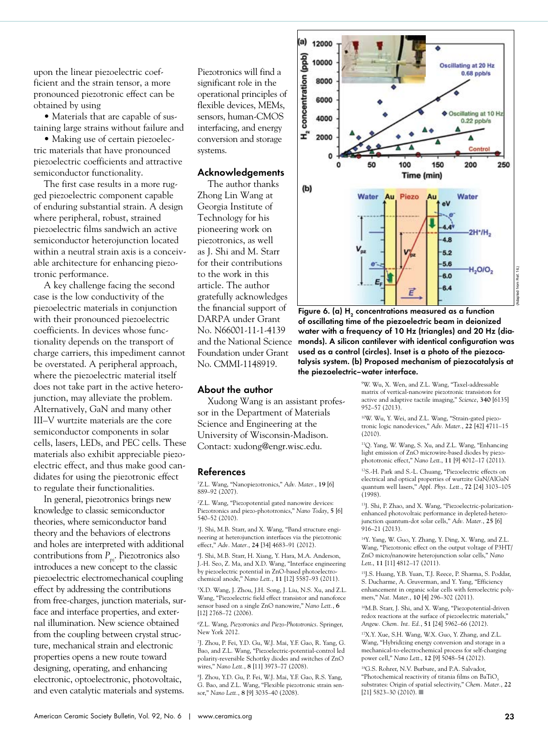upon the linear piezoelectric coefficient and the strain tensor, a more pronounced piezotronic effect can be obtained by using

- Materials that are capable of sustaining large strains without failure and
- Making use of certain piezoelectric materials that have pronounced piezoelectric coefficients and attractive semiconductor functionality.

The first case results in a more rugged piezoelectric component capable of enduring substantial strain. A design where peripheral, robust, strained piezoelectric films sandwich an active semiconductor heterojunction located within a neutral strain axis is a conceivable architecture for enhancing piezotronic performance.

A key challenge facing the second case is the low conductivity of the piezoelectric materials in conjunction with their pronounced piezoelectric coefficients. In devices whose functionality depends on the transport of charge carriers, this impediment cannot be overstated. A peripheral approach, where the piezoelectric material itself does not take part in the active heterojunction, may alleviate the problem. Alternatively, GaN and many other III–V wurtzite materials are the core semiconductor components in solar cells, lasers, LEDs, and PEC cells. These materials also exhibit appreciable piezoelectric effect, and thus make good candidates for using the piezotronic effect to regulate their functionalities.

In general, piezotronics brings new knowledge to classic semiconductor theories, where semiconductor band theory and the behaviors of electrons and holes are interpreted with additional contributions from $P_{pz}$. Piezotronics also introduces a new concept to the classic piezoelectric electromechanical coupling effect by addressing the contributions from free-charges, junction materials, surface and interface properties, and external illumination. New science obtained from the coupling between crystal structure, mechanical strain and electronic properties opens a new route toward designing, operating, and enhancing electronic, optoelectronic, photovoltaic, and even catalytic materials and systems. Piezotronics will find a significant role in the operational principles of flexible devices, MEMs, sensors, human-CMOS interfacing, and energy conversion and storage systems.

## Acknowledgements

The author thanks Zhong Lin Wang at Georgia Institute of Technology for his pioneering work on piezotronics, as well as J. Shi and M. Starr for their contributions to the work in this article. The author gratefully acknowledges the financial support of DARPA under Grant No. N66001-11-1-4139 and the National Science Foundation under Grant No. CMMI-1148919.

## About the author

Xudong Wang is an assistant professor in the Department of Materials Science and Engineering at the University of Wisconsin-Madison. Contact: xudong@engr.wisc.edu.

(a)
$H_2$ concentration (ppb)
12000
10000
8000
6000
4000
2000
0
0 50 100 150 200 250
Time (min)
Oscillating at 20 Hz 0.68 ppb/s
Oscillating at 10 Hz 0.22 ppb/s
Control

(b)
Water Au Piezo Au Water
eV
$e^-$
-4.4
-4.8
-5.2
-5.6
-6.0
-6.4
$2H^+/H_2$
$H_2O/O_2$
$V_{pz}$
$V'_{pz}$
$E_F$
$\vec{E}$

(Adapted from Ref. 16.)

**Figure 6. (a) $H_2$ concentrations measured as a function of oscillating time of the piezoelectric beam in deionized water with a frequency of 10 Hz (triangles) and 20 Hz (diamonds). A silicon cantilever with identical configuration was used as a control (circles). Inset is a photo of the piezocatalysis system. (b) Proposed mechanism of piezocatalysis at the piezoelectric–water interface.**

## References

[1]Z.L. Wang, "Nanopiezotronics," *Adv. Mater.*, **19** [6] 889–92 (2007).

[2]Z.L. Wang, "Piezopotential gated nanowire devices: Piezotronics and piezo-phototronics," *Nano Today*, **5** [6] 540–52 (2010).

[3]J. Shi, M.B. Starr, and X. Wang, "Band structure engineering at heterojunction interfaces via the piezotronic effect," *Adv. Mater.*, **24** [34] 4683–91 (2012).

[4]J. Shi, M.B. Starr, H. Xiang, Y. Hara, M.A. Anderson, J.-H. Seo, Z. Ma, and X.D. Wang, "Interface engineering by piezoelectric potential in ZnO-based photoelectrochemical anode," *Nano Lett.*, **11** [12] 5587–93 (2011).

[5]X.D. Wang, J. Zhou, J.H. Song, J. Liu, N.S. Xu, and Z.L. Wang, "Piezoelectric field effect transistor and nanoforce sensor based on a single ZnO nanowire," *Nano Lett.*, **6** [12] 2768–72 (2006).

[6]Z.L. Wang, *Piezotronics and Piezo-Phototronics*. Springer, New York 2012.

[7]J. Zhou, P. Fei, Y.D. Gu, W.J. Mai, Y.F. Gao, R. Yang, G. Bao, and Z.L. Wang, "Piezoelectric-potential-control led polarity-reversible Schottky diodes and switches of ZnO wires," *Nano Lett.*, **8** [11] 3973–77 (2008).

[8]J. Zhou, Y.D. Gu, P. Fei, W.J. Mai, Y.F. Gao, R.S. Yang, G. Bao, and Z.L. Wang, "Flexible piezotronic strain sensor," *Nano Lett.*, **8** [9] 3035–40 (2008).

[9]W. Wu, X. Wen, and Z.L. Wang, "Taxel-addressable matrix of vertical-nanowire piezotronic transistors for active and adaptive tactile imaging," *Science*, **340** [6135] 952–57 (2013).

[10]W. Wu, Y. Wei, and Z.L. Wang, "Strain-gated piezotronic logic nanodevices," *Adv. Mater.*, **22** [42] 4711–15 (2010).

[11]Q. Yang, W. Wang, S. Xu, and Z.L. Wang, "Enhancing light emission of ZnO microwire-based diodes by piezophototronic effect," *Nano Lett.*, **11** [9] 4012–17 (2011).

[12]S.-H. Park and S.-L. Chuang, "Piezoelectric effects on electrical and optical properties of wurtzite GaN/AlGaN quantum well lasers," *Appl. Phys. Lett.*, **72** [24] 3103–105 (1998).

[13]J. Shi, P. Zhao, and X. Wang, "Piezoelectric-polarization-enhanced photovoltaic performance in depleted-heterojunction quantum-dot solar cells," *Adv. Mater.*, **25** [6] 916–21 (2013).

[14]Y. Yang, W. Guo, Y. Zhang, Y. Ding, X. Wang, and Z.L. Wang, "Piezotronic effect on the output voltage of P3HT/ZnO micro/nanowire heterojunction solar cells," *Nano Lett.*, **11** [11] 4812–17 (2011).

[15]J.S. Huang, Y.B. Yuan, T.J. Reece, P. Sharma, S. Poddar, S. Ducharme, A. Gruverman, and Y. Yang, "Efficiency enhancement in organic solar cells with ferroelectric polymers," *Nat. Mater.*, **10** [4] 296–302 (2011).

[16]M.B. Starr, J. Shi, and X. Wang, "Piezopotential-driven redox reactions at the surface of piezoelectric materials," *Angew. Chem. Int. Ed.*, **51** [24] 5962–66 (2012).

[17]X.Y. Xue, S.H. Wang, W.X. Guo, Y. Zhang, and Z.L. Wang, "Hybridizing energy conversion and storage in a mechanical-to-electrochemical process for self-charging power cell," *Nano Lett.*, **12** [9] 5048–54 (2012).

[18]G.S. Rohrer, N.V. Burbure, and P.A. Salvador, "Photochemical reactivity of titania films on $BaTiO_3$ substrates: Origin of spatial selectivity," *Chem. Mater.*, **22** [21] 5823–30 (2010). ■